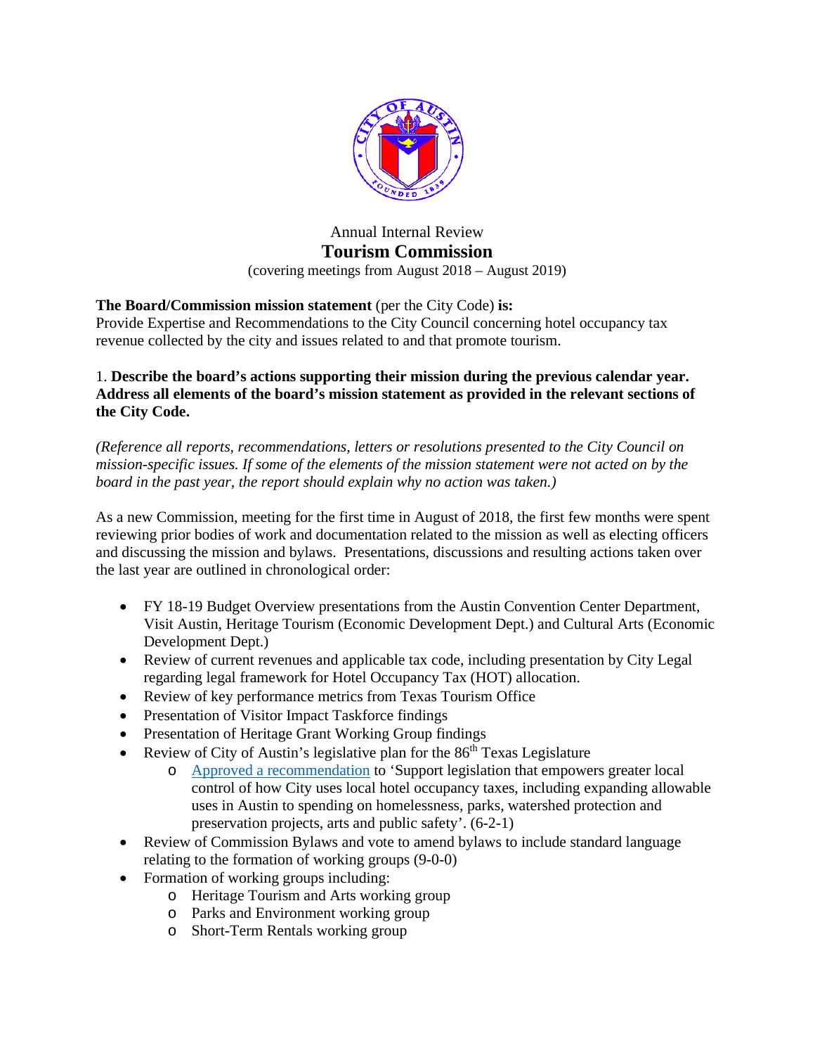Annual Internal Review

# Tourism Commission

(covering meetings from August 2018 – August 2019)

**The Board/Commission mission statement** (per the City Code) **is:**
Provide Expertise and Recommendations to the City Council concerning hotel occupancy tax revenue collected by the city and issues related to and that promote tourism.

1. **Describe the board's actions supporting their mission during the previous calendar year. Address all elements of the board's mission statement as provided in the relevant sections of the City Code.**

*(Reference all reports, recommendations, letters or resolutions presented to the City Council on mission-specific issues. If some of the elements of the mission statement were not acted on by the board in the past year, the report should explain why no action was taken.)*

As a new Commission, meeting for the first time in August of 2018, the first few months were spent reviewing prior bodies of work and documentation related to the mission as well as electing officers and discussing the mission and bylaws. Presentations, discussions and resulting actions taken over the last year are outlined in chronological order:

- FY 18-19 Budget Overview presentations from the Austin Convention Center Department, Visit Austin, Heritage Tourism (Economic Development Dept.) and Cultural Arts (Economic Development Dept.)
- Review of current revenues and applicable tax code, including presentation by City Legal regarding legal framework for Hotel Occupancy Tax (HOT) allocation.
- Review of key performance metrics from Texas Tourism Office
- Presentation of Visitor Impact Taskforce findings
- Presentation of Heritage Grant Working Group findings
- Review of City of Austin's legislative plan for the 86th Texas Legislature
  - Approved a recommendation to 'Support legislation that empowers greater local control of how City uses local hotel occupancy taxes, including expanding allowable uses in Austin to spending on homelessness, parks, watershed protection and preservation projects, arts and public safety'. (6-2-1)
- Review of Commission Bylaws and vote to amend bylaws to include standard language relating to the formation of working groups (9-0-0)
- Formation of working groups including:
  - Heritage Tourism and Arts working group
  - Parks and Environment working group
  - Short-Term Rentals working group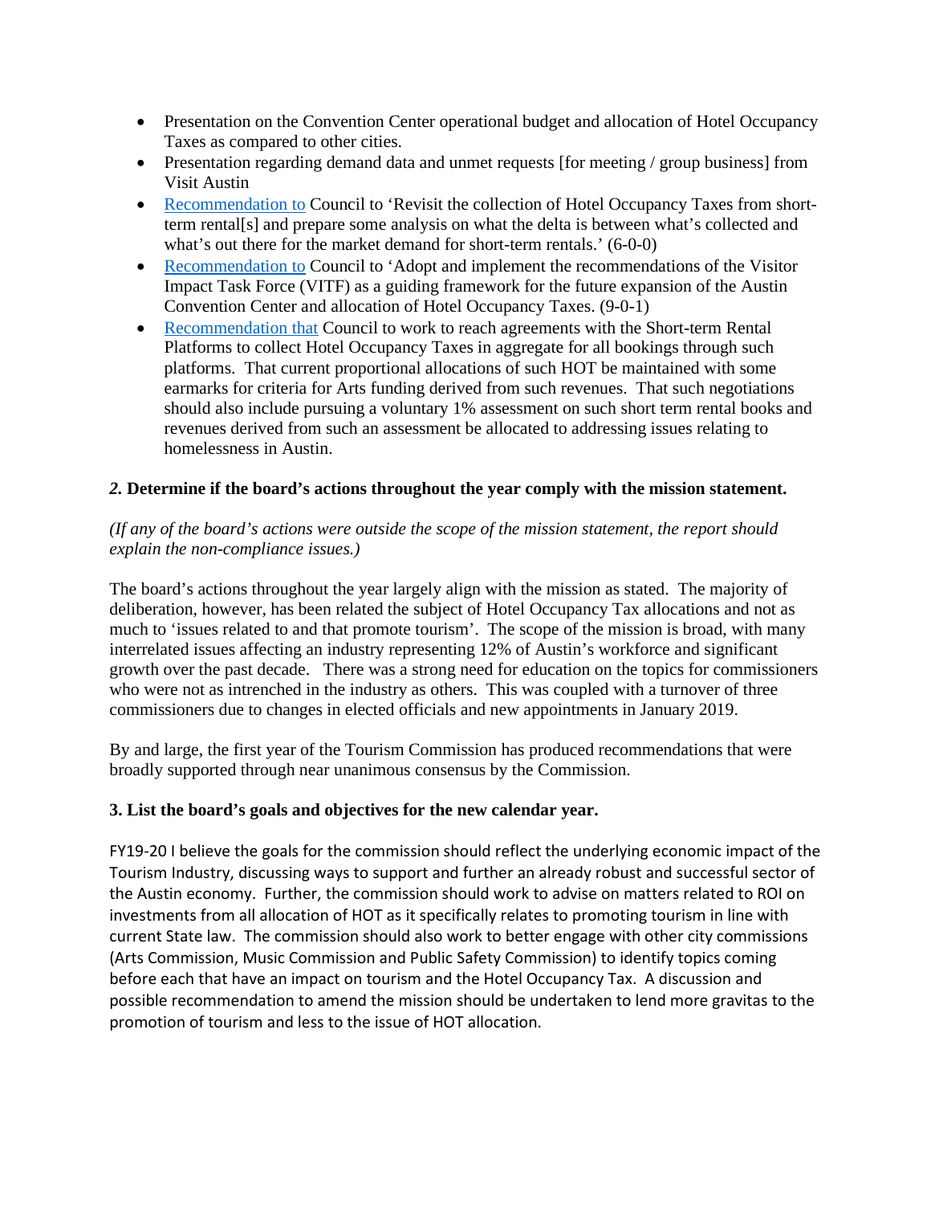- Presentation on the Convention Center operational budget and allocation of Hotel Occupancy Taxes as compared to other cities.
- Presentation regarding demand data and unmet requests [for meeting / group business] from Visit Austin
- Recommendation to Council to 'Revisit the collection of Hotel Occupancy Taxes from short-term rental[s] and prepare some analysis on what the delta is between what's collected and what's out there for the market demand for short-term rentals.' (6-0-0)
- Recommendation to Council to 'Adopt and implement the recommendations of the Visitor Impact Task Force (VITF) as a guiding framework for the future expansion of the Austin Convention Center and allocation of Hotel Occupancy Taxes. (9-0-1)
- Recommendation that Council to work to reach agreements with the Short-term Rental Platforms to collect Hotel Occupancy Taxes in aggregate for all bookings through such platforms. That current proportional allocations of such HOT be maintained with some earmarks for criteria for Arts funding derived from such revenues. That such negotiations should also include pursuing a voluntary 1% assessment on such short term rental books and revenues derived from such an assessment be allocated to addressing issues relating to homelessness in Austin.

### *2.* Determine if the board's actions throughout the year comply with the mission statement.

*(If any of the board's actions were outside the scope of the mission statement, the report should explain the non-compliance issues.)*

The board's actions throughout the year largely align with the mission as stated. The majority of deliberation, however, has been related the subject of Hotel Occupancy Tax allocations and not as much to 'issues related to and that promote tourism'. The scope of the mission is broad, with many interrelated issues affecting an industry representing 12% of Austin's workforce and significant growth over the past decade. There was a strong need for education on the topics for commissioners who were not as intrenched in the industry as others. This was coupled with a turnover of three commissioners due to changes in elected officials and new appointments in January 2019.

By and large, the first year of the Tourism Commission has produced recommendations that were broadly supported through near unanimous consensus by the Commission.

### 3. List the board's goals and objectives for the new calendar year.

FY19-20 I believe the goals for the commission should reflect the underlying economic impact of the Tourism Industry, discussing ways to support and further an already robust and successful sector of the Austin economy. Further, the commission should work to advise on matters related to ROI on investments from all allocation of HOT as it specifically relates to promoting tourism in line with current State law. The commission should also work to better engage with other city commissions (Arts Commission, Music Commission and Public Safety Commission) to identify topics coming before each that have an impact on tourism and the Hotel Occupancy Tax. A discussion and possible recommendation to amend the mission should be undertaken to lend more gravitas to the promotion of tourism and less to the issue of HOT allocation.